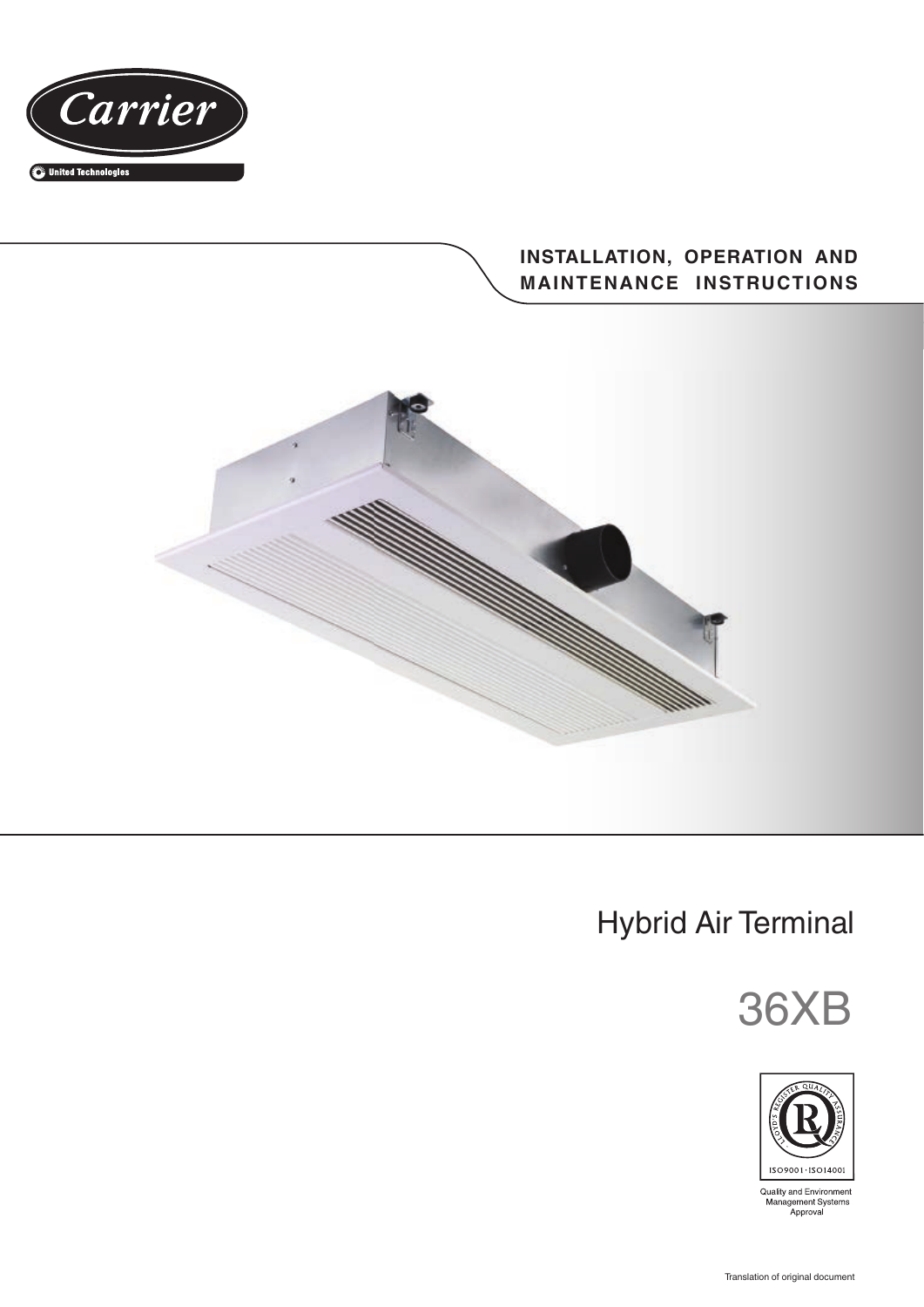Carrier

United Technologies

INSTALLATION, OPERATION AND MAINTENANCE INSTRUCTIONS

# Hybrid Air Terminal

# 36XB

ISO9001 · ISO14001

Quality and Environment Management Systems Approval

Translation of original document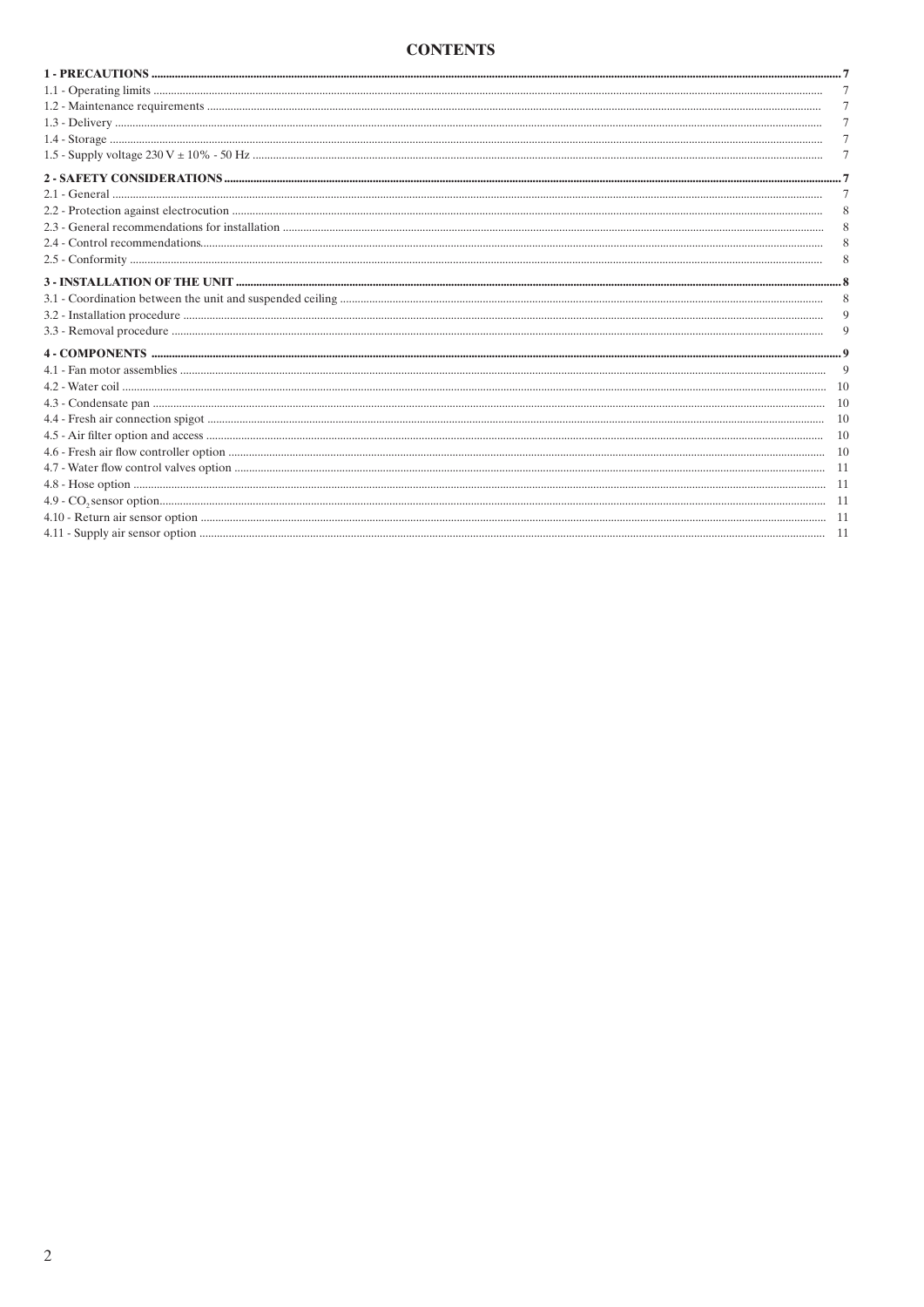# CONTENTS

**1 - PRECAUTIONS** .......... **7**
1.1 - Operating limits .......... 7
1.2 - Maintenance requirements .......... 7
1.3 - Delivery .......... 7
1.4 - Storage .......... 7
1.5 - Supply voltage 230 V ± 10% - 50 Hz .......... 7

**2 - SAFETY CONSIDERATIONS** .......... **7**
2.1 - General .......... 7
2.2 - Protection against electrocution .......... 8
2.3 - General recommendations for installation .......... 8
2.4 - Control recommendations .......... 8
2.5 - Conformity .......... 8

**3 - INSTALLATION OF THE UNIT** .......... **8**
3.1 - Coordination between the unit and suspended ceiling .......... 8
3.2 - Installation procedure .......... 9
3.3 - Removal procedure .......... 9

**4 - COMPONENTS** .......... **9**
4.1 - Fan motor assemblies .......... 9
4.2 - Water coil .......... 10
4.3 - Condensate pan .......... 10
4.4 - Fresh air connection spigot .......... 10
4.5 - Air filter option and access .......... 10
4.6 - Fresh air flow controller option .......... 10
4.7 - Water flow control valves option .......... 11
4.8 - Hose option .......... 11
4.9 - $CO_2$ sensor option .......... 11
4.10 - Return air sensor option .......... 11
4.11 - Supply air sensor option .......... 11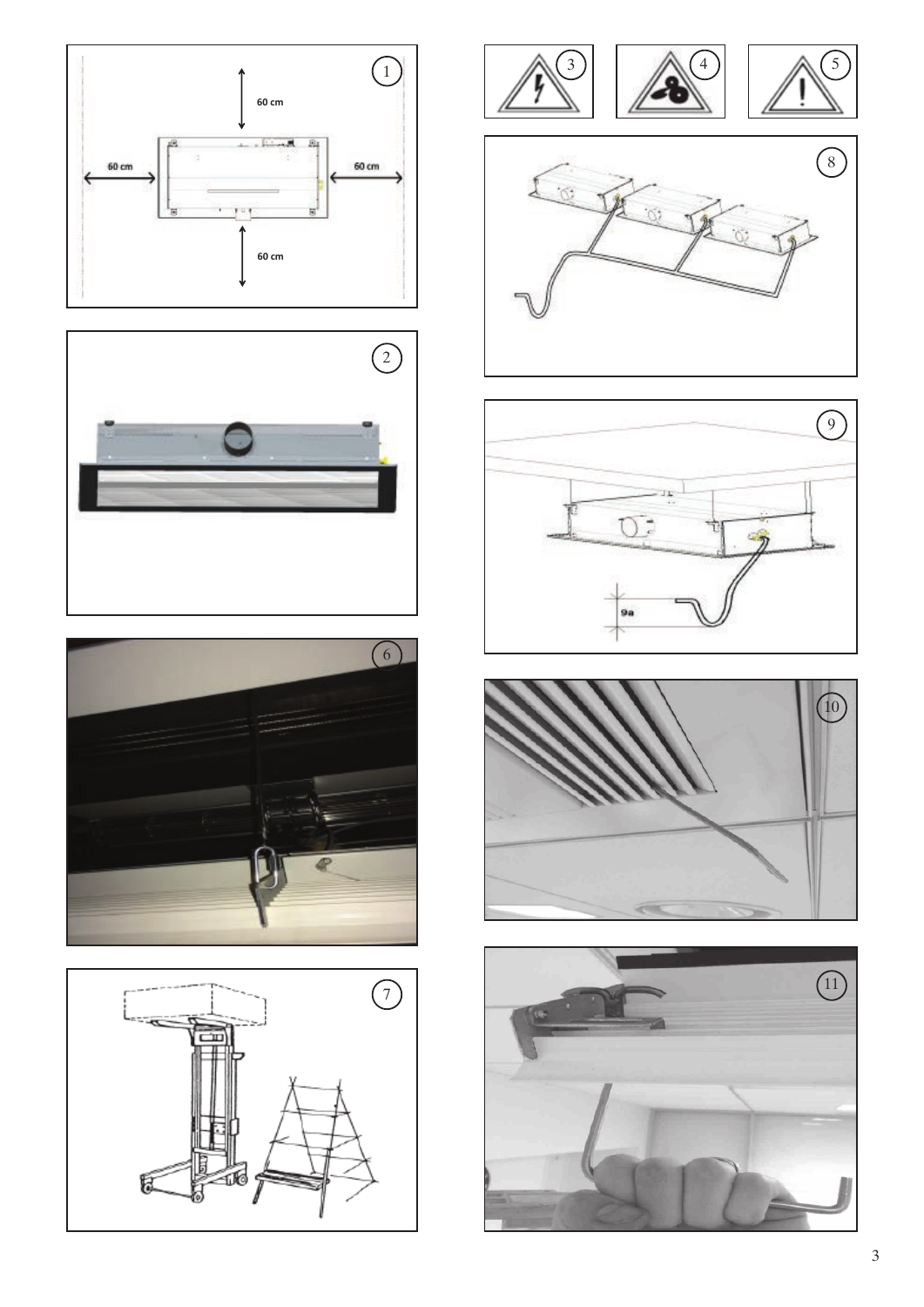60 cm

60 cm

60 cm

60 cm

9a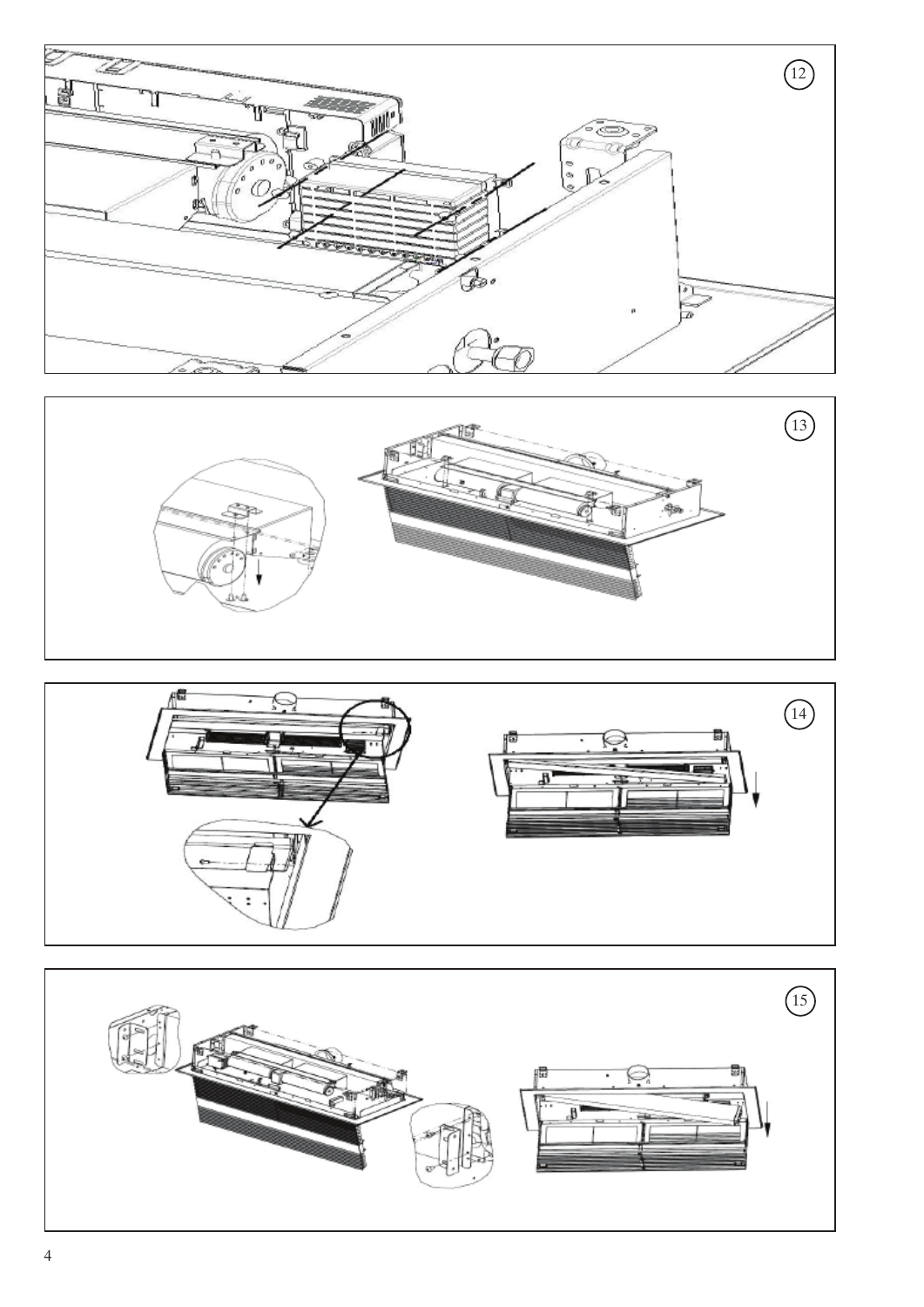12

13

14

15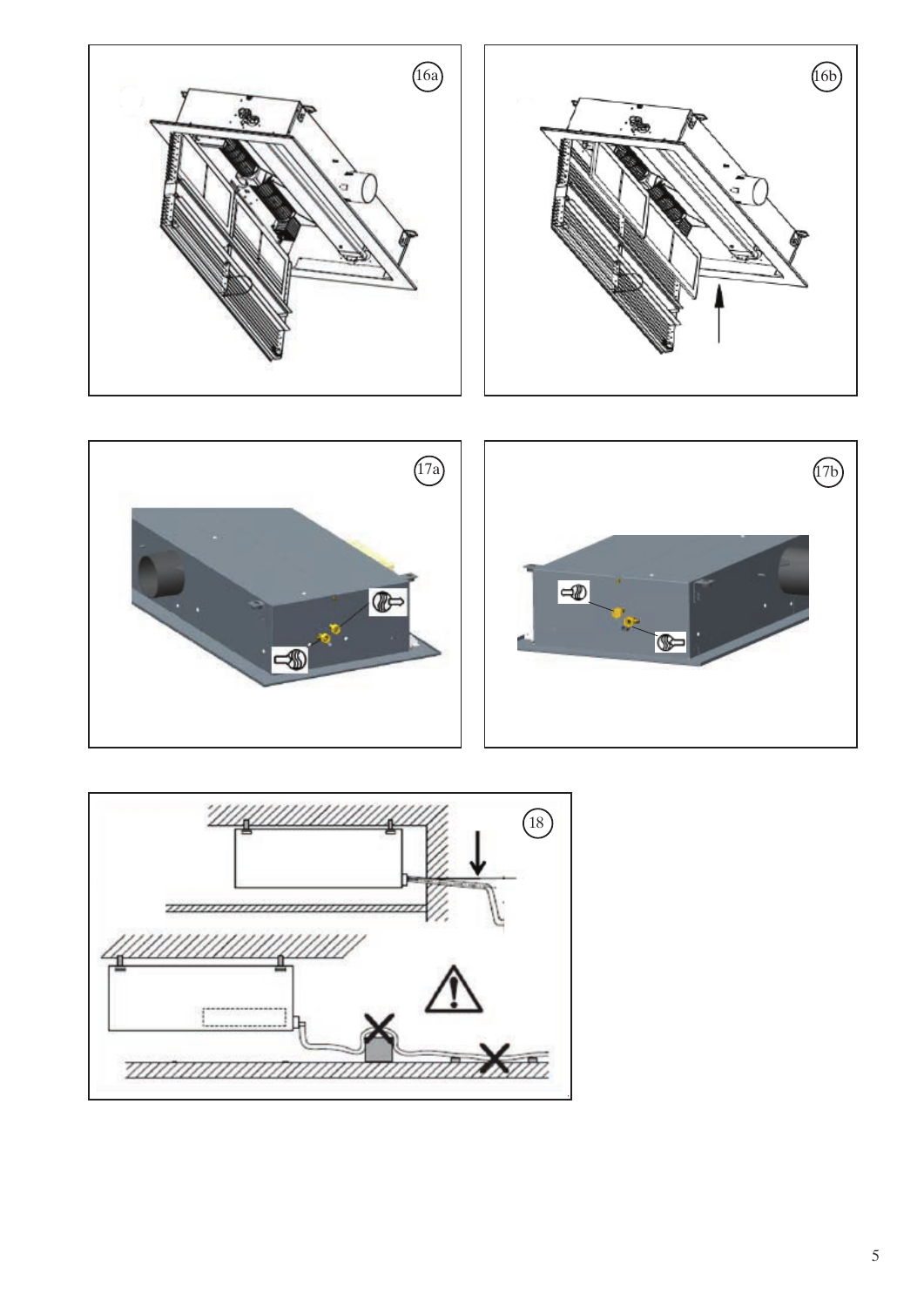16a

16b

17a

17b

18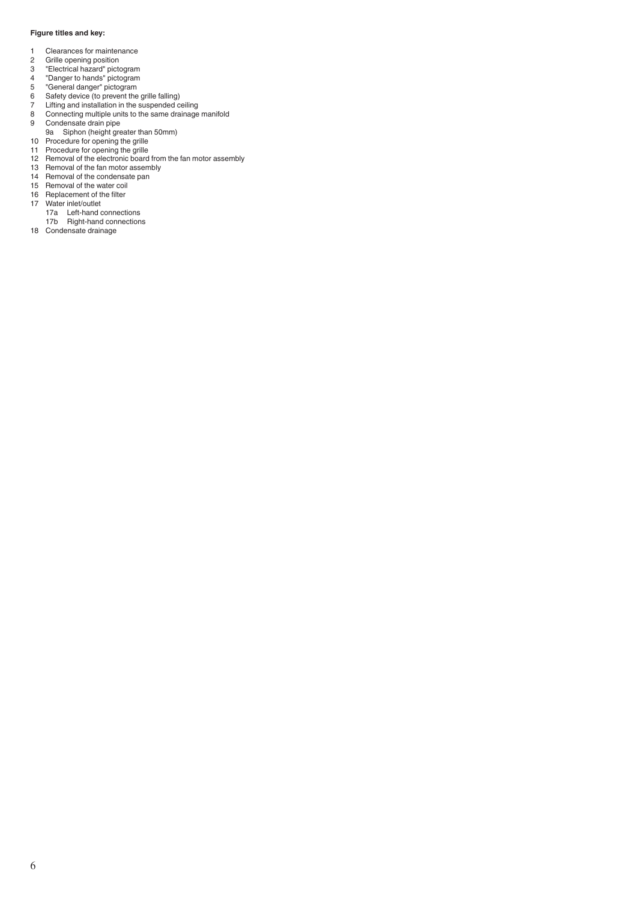**Figure titles and key:**

1 Clearances for maintenance
2 Grille opening position
3 "Electrical hazard" pictogram
4 "Danger to hands" pictogram
5 "General danger" pictogram
6 Safety device (to prevent the grille falling)
7 Lifting and installation in the suspended ceiling
8 Connecting multiple units to the same drainage manifold
9 Condensate drain pipe
   9a Siphon (height greater than 50mm)
10 Procedure for opening the grille
11 Procedure for opening the grille
12 Removal of the electronic board from the fan motor assembly
13 Removal of the fan motor assembly
14 Removal of the condensate pan
15 Removal of the water coil
16 Replacement of the filter
17 Water inlet/outlet
   17a Left-hand connections
   17b Right-hand connections
18 Condensate drainage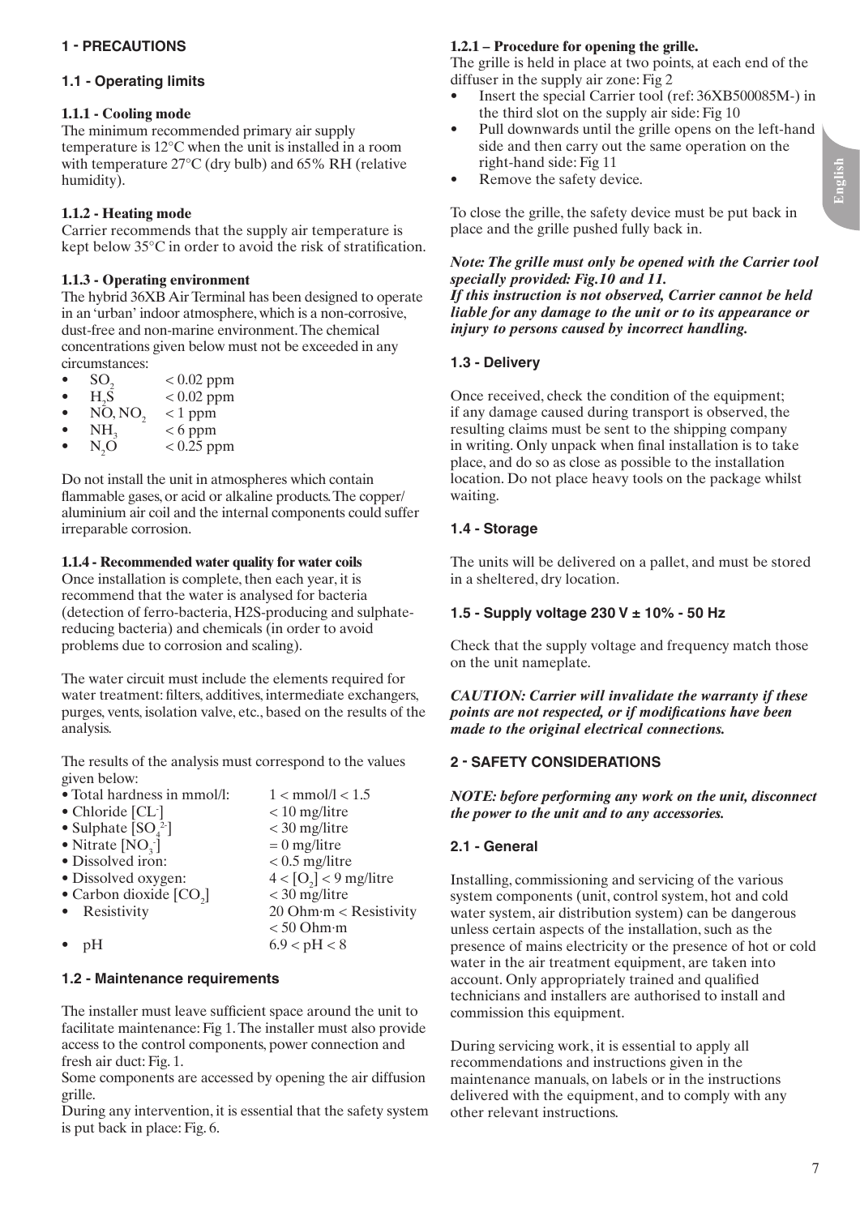# 1 - PRECAUTIONS

## 1.1 - Operating limits

### 1.1.1 - Cooling mode

The minimum recommended primary air supply temperature is 12°C when the unit is installed in a room with temperature 27°C (dry bulb) and 65% RH (relative humidity).

### 1.1.2 - Heating mode

Carrier recommends that the supply air temperature is kept below 35°C in order to avoid the risk of stratification.

### 1.1.3 - Operating environment

The hybrid 36XB Air Terminal has been designed to operate in an 'urban' indoor atmosphere, which is a non-corrosive, dust-free and non-marine environment. The chemical concentrations given below must not be exceeded in any circumstances:

- $SO_2$ < 0.02 ppm
- $H_2S$ < 0.02 ppm
- $NO$, $NO_2$ < 1 ppm
- $NH_3$ < 6 ppm
- $N_2O$ < 0.25 ppm

Do not install the unit in atmospheres which contain flammable gases, or acid or alkaline products. The copper/aluminium air coil and the internal components could suffer irreparable corrosion.

### 1.1.4 - Recommended water quality for water coils

Once installation is complete, then each year, it is recommend that the water is analysed for bacteria (detection of ferro-bacteria, H2S-producing and sulphate-reducing bacteria) and chemicals (in order to avoid problems due to corrosion and scaling).

The water circuit must include the elements required for water treatment: filters, additives, intermediate exchangers, purges, vents, isolation valve, etc., based on the results of the analysis.

The results of the analysis must correspond to the values given below:

- Total hardness in mmol/l: 1 < mmol/l < 1.5
- Chloride [$CL^-$] < 10 mg/litre
- Sulphate [$SO_4^{2-}$] < 30 mg/litre
- Nitrate [$NO_3^-$] = 0 mg/litre
- Dissolved iron: < 0.5 mg/litre
- Dissolved oxygen: 4 < [$O_2$] < 9 mg/litre
- Carbon dioxide [$CO_2$] < 30 mg/litre
- Resistivity 20 Ohm·m < Resistivity < 50 Ohm·m
- pH 6.9 < pH < 8

## 1.2 - Maintenance requirements

The installer must leave sufficient space around the unit to facilitate maintenance: Fig 1. The installer must also provide access to the control components, power connection and fresh air duct: Fig. 1.

Some components are accessed by opening the air diffusion grille.

During any intervention, it is essential that the safety system is put back in place: Fig. 6.

### 1.2.1 – Procedure for opening the grille.

The grille is held in place at two points, at each end of the diffuser in the supply air zone: Fig 2

- Insert the special Carrier tool (ref: 36XB500085M-) in the third slot on the supply air side: Fig 10
- Pull downwards until the grille opens on the left-hand side and then carry out the same operation on the right-hand side: Fig 11
- Remove the safety device.

To close the grille, the safety device must be put back in place and the grille pushed fully back in.

***Note: The grille must only be opened with the Carrier tool specially provided: Fig.10 and 11.***
***If this instruction is not observed, Carrier cannot be held liable for any damage to the unit or to its appearance or injury to persons caused by incorrect handling.***

## 1.3 - Delivery

Once received, check the condition of the equipment; if any damage caused during transport is observed, the resulting claims must be sent to the shipping company in writing. Only unpack when final installation is to take place, and do so as close as possible to the installation location. Do not place heavy tools on the package whilst waiting.

## 1.4 - Storage

The units will be delivered on a pallet, and must be stored in a sheltered, dry location.

## 1.5 - Supply voltage 230 V ± 10% - 50 Hz

Check that the supply voltage and frequency match those on the unit nameplate.

***CAUTION: Carrier will invalidate the warranty if these points are not respected, or if modifications have been made to the original electrical connections.***

# 2 - SAFETY CONSIDERATIONS

***NOTE: before performing any work on the unit, disconnect the power to the unit and to any accessories.***

## 2.1 - General

Installing, commissioning and servicing of the various system components (unit, control system, hot and cold water system, air distribution system) can be dangerous unless certain aspects of the installation, such as the presence of mains electricity or the presence of hot or cold water in the air treatment equipment, are taken into account. Only appropriately trained and qualified technicians and installers are authorised to install and commission this equipment.

During servicing work, it is essential to apply all recommendations and instructions given in the maintenance manuals, on labels or in the instructions delivered with the equipment, and to comply with any other relevant instructions.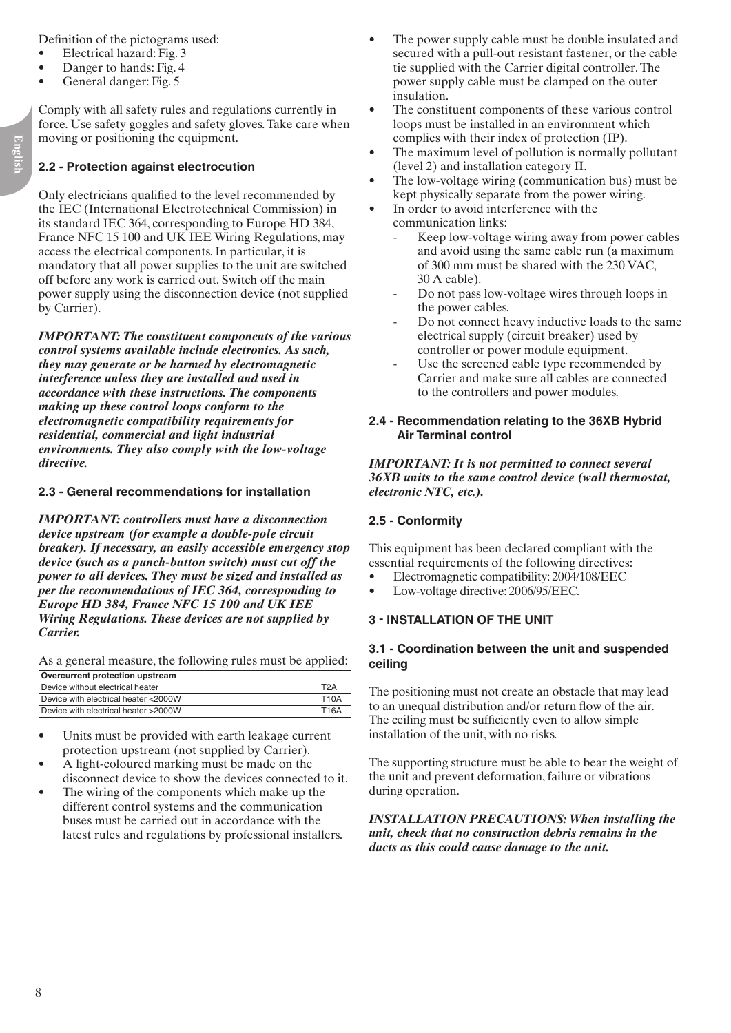Definition of the pictograms used:
- Electrical hazard: Fig. 3
- Danger to hands: Fig. 4
- General danger: Fig. 5

Comply with all safety rules and regulations currently in force. Use safety goggles and safety gloves. Take care when moving or positioning the equipment.

### 2.2 - Protection against electrocution

Only electricians qualified to the level recommended by the IEC (International Electrotechnical Commission) in its standard IEC 364, corresponding to Europe HD 384, France NFC 15 100 and UK IEE Wiring Regulations, may access the electrical components. In particular, it is mandatory that all power supplies to the unit are switched off before any work is carried out. Switch off the main power supply using the disconnection device (not supplied by Carrier).

***IMPORTANT: The constituent components of the various control systems available include electronics. As such, they may generate or be harmed by electromagnetic interference unless they are installed and used in accordance with these instructions. The components making up these control loops conform to the electromagnetic compatibility requirements for residential, commercial and light industrial environments. They also comply with the low-voltage directive.***

### 2.3 - General recommendations for installation

***IMPORTANT: controllers must have a disconnection device upstream (for example a double-pole circuit breaker). If necessary, an easily accessible emergency stop device (such as a punch-button switch) must cut off the power to all devices. They must be sized and installed as per the recommendations of IEC 364, corresponding to Europe HD 384, France NFC 15 100 and UK IEE Wiring Regulations. These devices are not supplied by Carrier.***

As a general measure, the following rules must be applied:

| Overcurrent protection upstream | |
|---|---|
| Device without electrical heater | T2A |
| Device with electrical heater <2000W | T10A |
| Device with electrical heater >2000W | T16A |

- Units must be provided with earth leakage current protection upstream (not supplied by Carrier).
- A light-coloured marking must be made on the disconnect device to show the devices connected to it.
- The wiring of the components which make up the different control systems and the communication buses must be carried out in accordance with the latest rules and regulations by professional installers.
- The power supply cable must be double insulated and secured with a pull-out resistant fastener, or the cable tie supplied with the Carrier digital controller. The power supply cable must be clamped on the outer insulation.
- The constituent components of these various control loops must be installed in an environment which complies with their index of protection (IP).
- The maximum level of pollution is normally pollutant (level 2) and installation category II.
- The low-voltage wiring (communication bus) must be kept physically separate from the power wiring.
- In order to avoid interference with the communication links:
  - Keep low-voltage wiring away from power cables and avoid using the same cable run (a maximum of 300 mm must be shared with the 230 VAC, 30 A cable).
  - Do not pass low-voltage wires through loops in the power cables.
  - Do not connect heavy inductive loads to the same electrical supply (circuit breaker) used by controller or power module equipment.
  - Use the screened cable type recommended by Carrier and make sure all cables are connected to the controllers and power modules.

### 2.4 - Recommendation relating to the 36XB Hybrid Air Terminal control

***IMPORTANT: It is not permitted to connect several 36XB units to the same control device (wall thermostat, electronic NTC, etc.).***

### 2.5 - Conformity

This equipment has been declared compliant with the essential requirements of the following directives:
- Electromagnetic compatibility: 2004/108/EEC
- Low-voltage directive: 2006/95/EEC.

## 3 - INSTALLATION OF THE UNIT

### 3.1 - Coordination between the unit and suspended ceiling

The positioning must not create an obstacle that may lead to an unequal distribution and/or return flow of the air. The ceiling must be sufficiently even to allow simple installation of the unit, with no risks.

The supporting structure must be able to bear the weight of the unit and prevent deformation, failure or vibrations during operation.

***INSTALLATION PRECAUTIONS: When installing the unit, check that no construction debris remains in the ducts as this could cause damage to the unit.***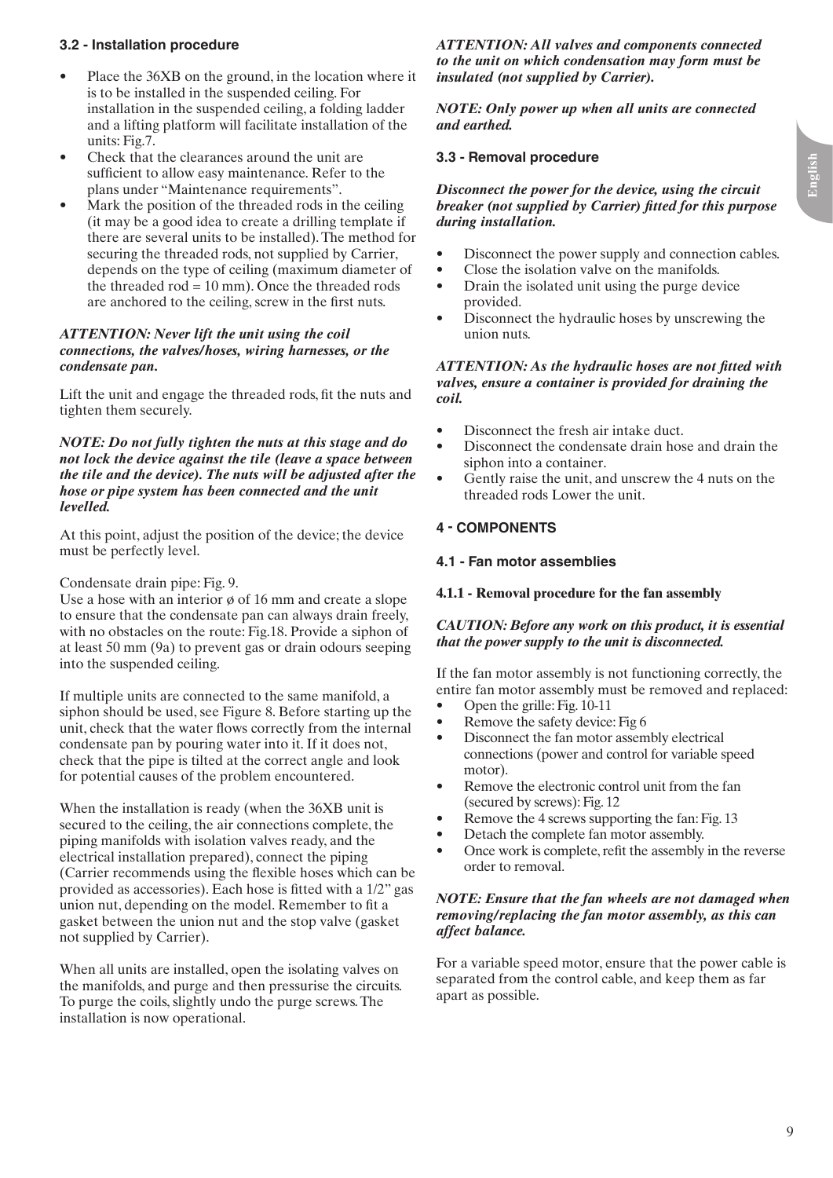### 3.2 - Installation procedure

- Place the 36XB on the ground, in the location where it is to be installed in the suspended ceiling. For installation in the suspended ceiling, a folding ladder and a lifting platform will facilitate installation of the units: Fig.7.
- Check that the clearances around the unit are sufficient to allow easy maintenance. Refer to the plans under “Maintenance requirements”.
- Mark the position of the threaded rods in the ceiling (it may be a good idea to create a drilling template if there are several units to be installed). The method for securing the threaded rods, not supplied by Carrier, depends on the type of ceiling (maximum diameter of the threaded rod = 10 mm). Once the threaded rods are anchored to the ceiling, screw in the first nuts.

***ATTENTION: Never lift the unit using the coil connections, the valves/hoses, wiring harnesses, or the condensate pan.***

Lift the unit and engage the threaded rods, fit the nuts and tighten them securely.

***NOTE: Do not fully tighten the nuts at this stage and do not lock the device against the tile (leave a space between the tile and the device). The nuts will be adjusted after the hose or pipe system has been connected and the unit levelled.***

At this point, adjust the position of the device; the device must be perfectly level.

Condensate drain pipe: Fig. 9.
Use a hose with an interior ø of 16 mm and create a slope to ensure that the condensate pan can always drain freely, with no obstacles on the route: Fig.18. Provide a siphon of at least 50 mm (9a) to prevent gas or drain odours seeping into the suspended ceiling.

If multiple units are connected to the same manifold, a siphon should be used, see Figure 8. Before starting up the unit, check that the water flows correctly from the internal condensate pan by pouring water into it. If it does not, check that the pipe is tilted at the correct angle and look for potential causes of the problem encountered.

When the installation is ready (when the 36XB unit is secured to the ceiling, the air connections complete, the piping manifolds with isolation valves ready, and the electrical installation prepared), connect the piping (Carrier recommends using the flexible hoses which can be provided as accessories). Each hose is fitted with a 1/2” gas union nut, depending on the model. Remember to fit a gasket between the union nut and the stop valve (gasket not supplied by Carrier).

When all units are installed, open the isolating valves on the manifolds, and purge and then pressurise the circuits. To purge the coils, slightly undo the purge screws. The installation is now operational.

***ATTENTION: All valves and components connected to the unit on which condensation may form must be insulated (not supplied by Carrier).***

***NOTE: Only power up when all units are connected and earthed.***

### 3.3 - Removal procedure

***Disconnect the power for the device, using the circuit breaker (not supplied by Carrier) fitted for this purpose during installation.***

- Disconnect the power supply and connection cables.
- Close the isolation valve on the manifolds.
- Drain the isolated unit using the purge device provided.
- Disconnect the hydraulic hoses by unscrewing the union nuts.

***ATTENTION: As the hydraulic hoses are not fitted with valves, ensure a container is provided for draining the coil.***

- Disconnect the fresh air intake duct.
- Disconnect the condensate drain hose and drain the siphon into a container.
- Gently raise the unit, and unscrew the 4 nuts on the threaded rods Lower the unit.

## 4 - COMPONENTS

### 4.1 - Fan motor assemblies

#### 4.1.1 - Removal procedure for the fan assembly

***CAUTION: Before any work on this product, it is essential that the power supply to the unit is disconnected.***

If the fan motor assembly is not functioning correctly, the entire fan motor assembly must be removed and replaced:

- Open the grille: Fig. 10-11
- Remove the safety device: Fig 6
- Disconnect the fan motor assembly electrical connections (power and control for variable speed motor).
- Remove the electronic control unit from the fan (secured by screws): Fig. 12
- Remove the 4 screws supporting the fan: Fig. 13
- Detach the complete fan motor assembly.
- Once work is complete, refit the assembly in the reverse order to removal.

***NOTE: Ensure that the fan wheels are not damaged when removing/replacing the fan motor assembly, as this can affect balance.***

For a variable speed motor, ensure that the power cable is separated from the control cable, and keep them as far apart as possible.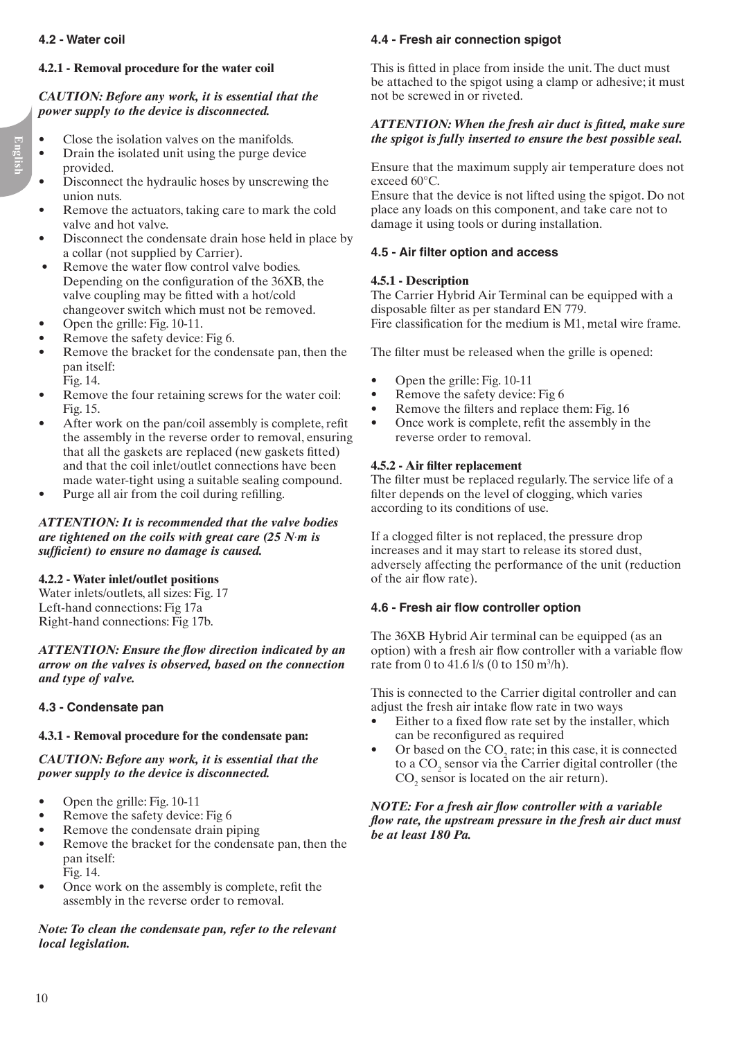### 4.2 - Water coil

#### 4.2.1 - Removal procedure for the water coil

***CAUTION: Before any work, it is essential that the power supply to the device is disconnected.***

- Close the isolation valves on the manifolds.
- Drain the isolated unit using the purge device provided.
- Disconnect the hydraulic hoses by unscrewing the union nuts.
- Remove the actuators, taking care to mark the cold valve and hot valve.
- Disconnect the condensate drain hose held in place by a collar (not supplied by Carrier).
- Remove the water flow control valve bodies. Depending on the configuration of the 36XB, the valve coupling may be fitted with a hot/cold changeover switch which must not be removed.
- Open the grille: Fig. 10-11.
- Remove the safety device: Fig 6.
- Remove the bracket for the condensate pan, then the pan itself: Fig. 14.
- Remove the four retaining screws for the water coil: Fig. 15.
- After work on the pan/coil assembly is complete, refit the assembly in the reverse order to removal, ensuring that all the gaskets are replaced (new gaskets fitted) and that the coil inlet/outlet connections have been made water-tight using a suitable sealing compound.
- Purge all air from the coil during refilling.

***ATTENTION: It is recommended that the valve bodies are tightened on the coils with great care (25 N·m is sufficient) to ensure no damage is caused.***

#### 4.2.2 - Water inlet/outlet positions

Water inlets/outlets, all sizes: Fig. 17
Left-hand connections: Fig 17a
Right-hand connections: Fig 17b.

***ATTENTION: Ensure the flow direction indicated by an arrow on the valves is observed, based on the connection and type of valve.***

### 4.3 - Condensate pan

#### 4.3.1 - Removal procedure for the condensate pan:

***CAUTION: Before any work, it is essential that the power supply to the device is disconnected.***

- Open the grille: Fig. 10-11
- Remove the safety device: Fig 6
- Remove the condensate drain piping
- Remove the bracket for the condensate pan, then the pan itself: Fig. 14.
- Once work on the assembly is complete, refit the assembly in the reverse order to removal.

***Note: To clean the condensate pan, refer to the relevant local legislation.***

### 4.4 - Fresh air connection spigot

This is fitted in place from inside the unit. The duct must be attached to the spigot using a clamp or adhesive; it must not be screwed in or riveted.

***ATTENTION: When the fresh air duct is fitted, make sure the spigot is fully inserted to ensure the best possible seal.***

Ensure that the maximum supply air temperature does not exceed 60°C.
Ensure that the device is not lifted using the spigot. Do not place any loads on this component, and take care not to damage it using tools or during installation.

### 4.5 - Air filter option and access

#### 4.5.1 - Description

The Carrier Hybrid Air Terminal can be equipped with a disposable filter as per standard EN 779.
Fire classification for the medium is M1, metal wire frame.

The filter must be released when the grille is opened:

- Open the grille: Fig. 10-11
- Remove the safety device: Fig 6
- Remove the filters and replace them: Fig. 16
- Once work is complete, refit the assembly in the reverse order to removal.

#### 4.5.2 - Air filter replacement

The filter must be replaced regularly. The service life of a filter depends on the level of clogging, which varies according to its conditions of use.

If a clogged filter is not replaced, the pressure drop increases and it may start to release its stored dust, adversely affecting the performance of the unit (reduction of the air flow rate).

### 4.6 - Fresh air flow controller option

The 36XB Hybrid Air terminal can be equipped (as an option) with a fresh air flow controller with a variable flow rate from 0 to 41.6 l/s (0 to 150 $m^3$/h).

This is connected to the Carrier digital controller and can adjust the fresh air intake flow rate in two ways

- Either to a fixed flow rate set by the installer, which can be reconfigured as required
- Or based on the $CO_2$ rate; in this case, it is connected to a $CO_2$ sensor via the Carrier digital controller (the $CO_2$ sensor is located on the air return).

***NOTE: For a fresh air flow controller with a variable flow rate, the upstream pressure in the fresh air duct must be at least 180 Pa.***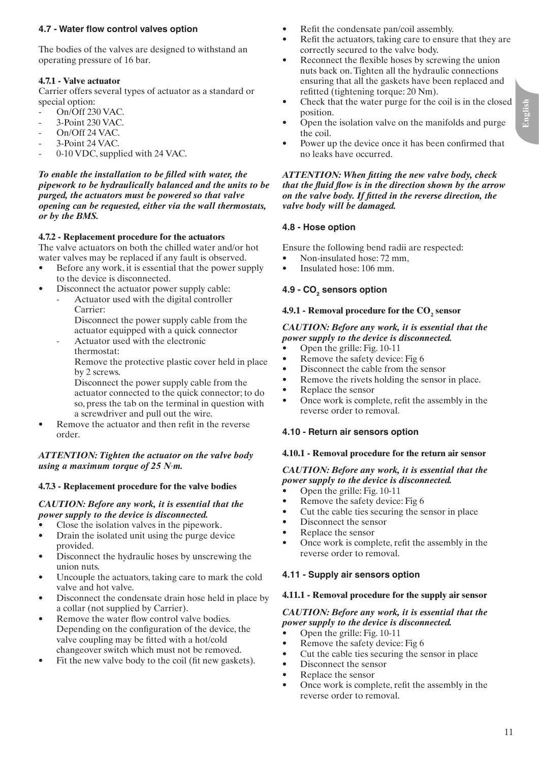### 4.7 - Water flow control valves option

The bodies of the valves are designed to withstand an operating pressure of 16 bar.

#### 4.7.1 - Valve actuator

Carrier offers several types of actuator as a standard or special option:

- On/Off 230 VAC.
- 3-Point 230 VAC.
- On/Off 24 VAC.
- 3-Point 24 VAC.
- 0-10 VDC, supplied with 24 VAC.

***To enable the installation to be filled with water, the pipework to be hydraulically balanced and the units to be purged, the actuators must be powered so that valve opening can be requested, either via the wall thermostats, or by the BMS.***

#### 4.7.2 - Replacement procedure for the actuators

The valve actuators on both the chilled water and/or hot water valves may be replaced if any fault is observed.

- Before any work, it is essential that the power supply to the device is disconnected.
- Disconnect the actuator power supply cable:
  - Actuator used with the digital controller Carrier:
    Disconnect the power supply cable from the actuator equipped with a quick connector
  - Actuator used with the electronic thermostat:
    Remove the protective plastic cover held in place by 2 screws.
    Disconnect the power supply cable from the actuator connected to the quick connector; to do so, press the tab on the terminal in question with a screwdriver and pull out the wire.
- Remove the actuator and then refit in the reverse order.

***ATTENTION: Tighten the actuator on the valve body using a maximum torque of 25 N·m.***

#### 4.7.3 - Replacement procedure for the valve bodies

***CAUTION: Before any work, it is essential that the power supply to the device is disconnected.***

- Close the isolation valves in the pipework.
- Drain the isolated unit using the purge device provided.
- Disconnect the hydraulic hoses by unscrewing the union nuts.
- Uncouple the actuators, taking care to mark the cold valve and hot valve.
- Disconnect the condensate drain hose held in place by a collar (not supplied by Carrier).
- Remove the water flow control valve bodies. Depending on the configuration of the device, the valve coupling may be fitted with a hot/cold changeover switch which must not be removed.
- Fit the new valve body to the coil (fit new gaskets).
- Refit the condensate pan/coil assembly.
- Refit the actuators, taking care to ensure that they are correctly secured to the valve body.
- Reconnect the flexible hoses by screwing the union nuts back on. Tighten all the hydraulic connections ensuring that all the gaskets have been replaced and refitted (tightening torque: 20 Nm).
- Check that the water purge for the coil is in the closed position.
- Open the isolation valve on the manifolds and purge the coil.
- Power up the device once it has been confirmed that no leaks have occurred.

***ATTENTION: When fitting the new valve body, check that the fluid flow is in the direction shown by the arrow on the valve body. If fitted in the reverse direction, the valve body will be damaged.***

### 4.8 - Hose option

Ensure the following bend radii are respected:

- Non-insulated hose: 72 mm,
- Insulated hose: 106 mm.

### 4.9 - $CO_2$ sensors option

#### 4.9.1 - Removal procedure for the $CO_2$ sensor

***CAUTION: Before any work, it is essential that the power supply to the device is disconnected.***

- Open the grille: Fig. 10-11
- Remove the safety device: Fig 6
- Disconnect the cable from the sensor
- Remove the rivets holding the sensor in place.
- Replace the sensor
- Once work is complete, refit the assembly in the reverse order to removal.

### 4.10 - Return air sensors option

#### 4.10.1 - Removal procedure for the return air sensor

***CAUTION: Before any work, it is essential that the power supply to the device is disconnected.***

- Open the grille: Fig. 10-11
- Remove the safety device: Fig 6
- Cut the cable ties securing the sensor in place
- Disconnect the sensor
- Replace the sensor
- Once work is complete, refit the assembly in the reverse order to removal.

### 4.11 - Supply air sensors option

#### 4.11.1 - Removal procedure for the supply air sensor

***CAUTION: Before any work, it is essential that the power supply to the device is disconnected.***

- Open the grille: Fig. 10-11
- Remove the safety device: Fig 6
- Cut the cable ties securing the sensor in place
- Disconnect the sensor
- Replace the sensor
- Once work is complete, refit the assembly in the reverse order to removal.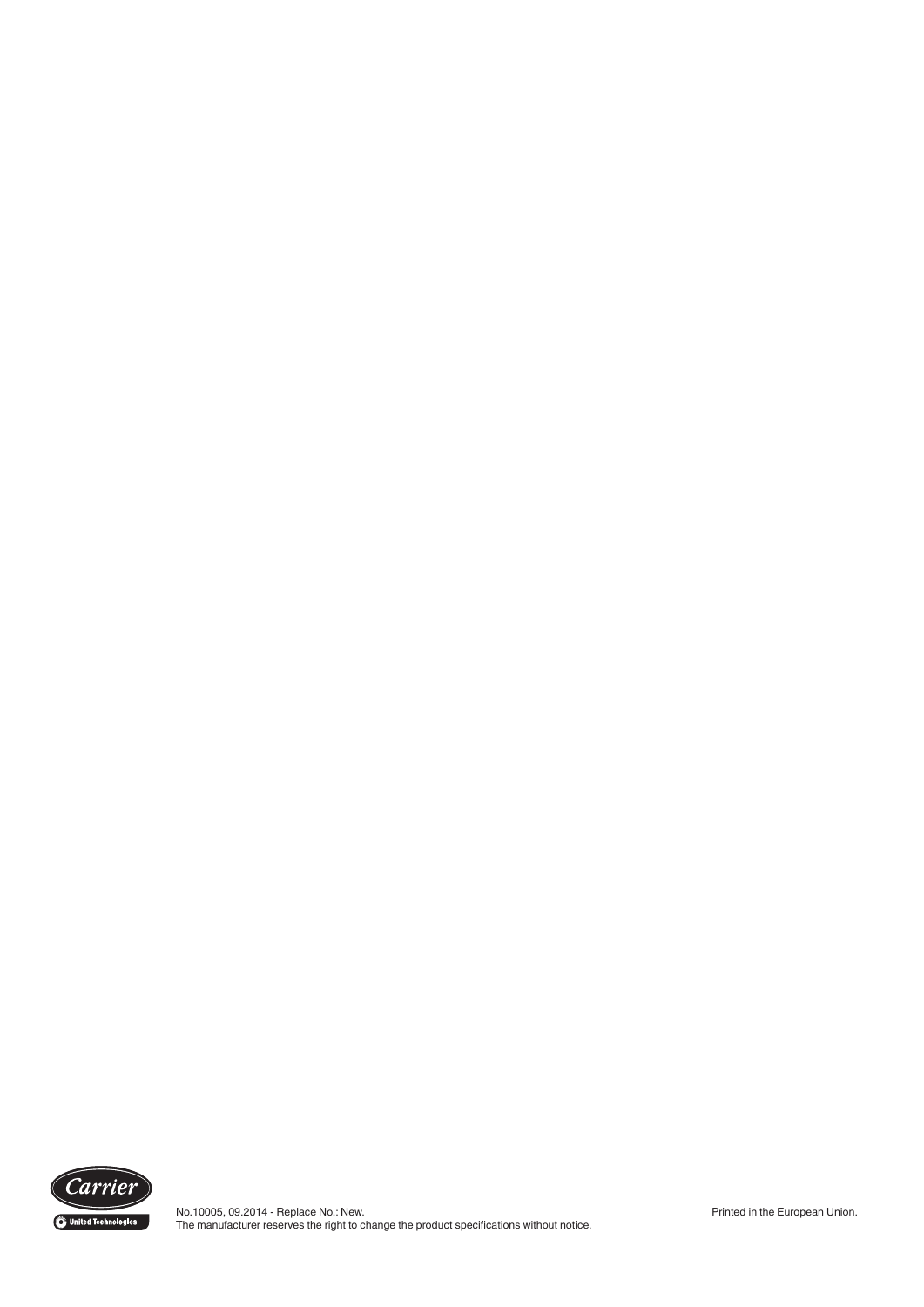No.10005, 09.2014 - Replace No.: New.
The manufacturer reserves the right to change the product specifications without notice.

Printed in the European Union.